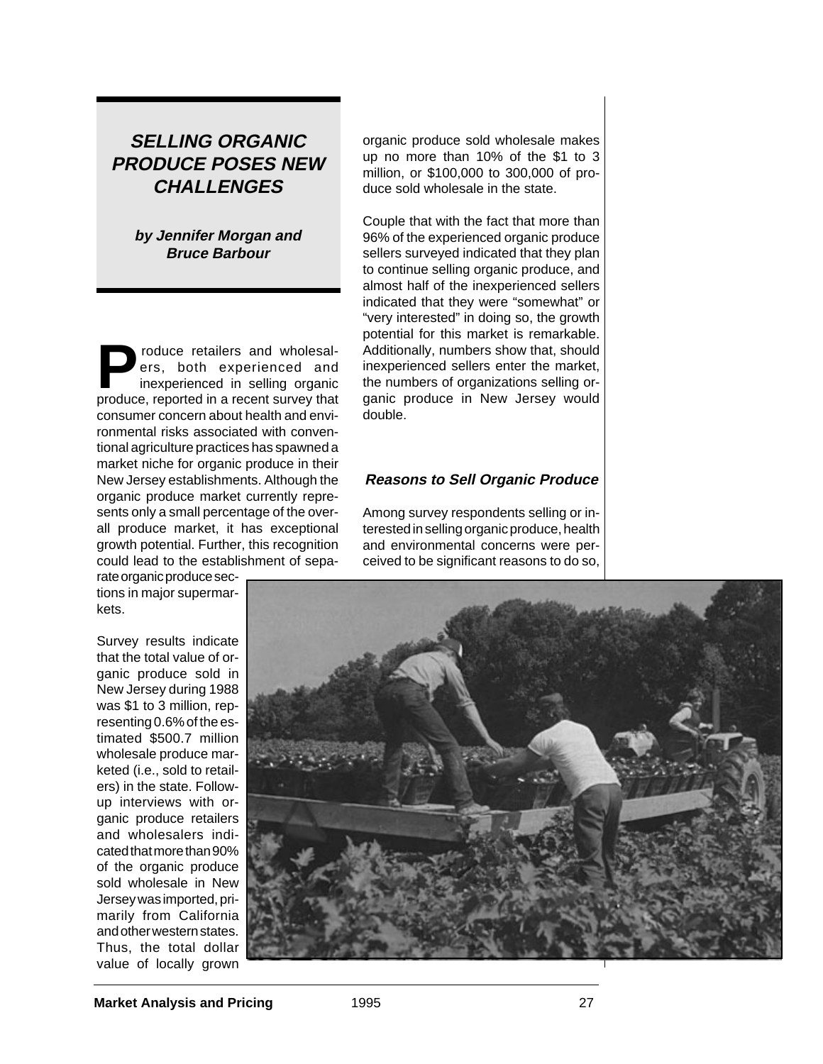# SELLING ORGANIC PRODUCE POSES NEW CHALLENGES

**by Jennifer Morgan and Bruce Barbour**

Produce retailers and wholesalers, both experienced and inexperienced in selling organic produce, reported in a recent survey that consumer concern about health and environmental risks associated with conventional agriculture practices has spawned a market niche for organic produce in their New Jersey establishments. Although the organic produce market currently represents only a small percentage of the overall produce market, it has exceptional growth potential. Further, this recognition could lead to the establishment of separate organic produce sections in major supermarkets.

Survey results indicate that the total value of organic produce sold in New Jersey during 1988 was $1 to 3 million, representing 0.6% of the estimated $500.7 million wholesale produce marketed (i.e., sold to retailers) in the state. Follow-up interviews with organic produce retailers and wholesalers indicated that more than 90% of the organic produce sold wholesale in New Jersey was imported, primarily from California and other western states. Thus, the total dollar value of locally grown organic produce sold wholesale makes up no more than 10% of the $1 to 3 million, or $100,000 to 300,000 of produce sold wholesale in the state.

Couple that with the fact that more than 96% of the experienced organic produce sellers surveyed indicated that they plan to continue selling organic produce, and almost half of the inexperienced sellers indicated that they were "somewhat" or "very interested" in doing so, the growth potential for this market is remarkable. Additionally, numbers show that, should inexperienced sellers enter the market, the numbers of organizations selling organic produce in New Jersey would double.

## Reasons to Sell Organic Produce

Among survey respondents selling or interested in selling organic produce, health and environmental concerns were perceived to be significant reasons to do so,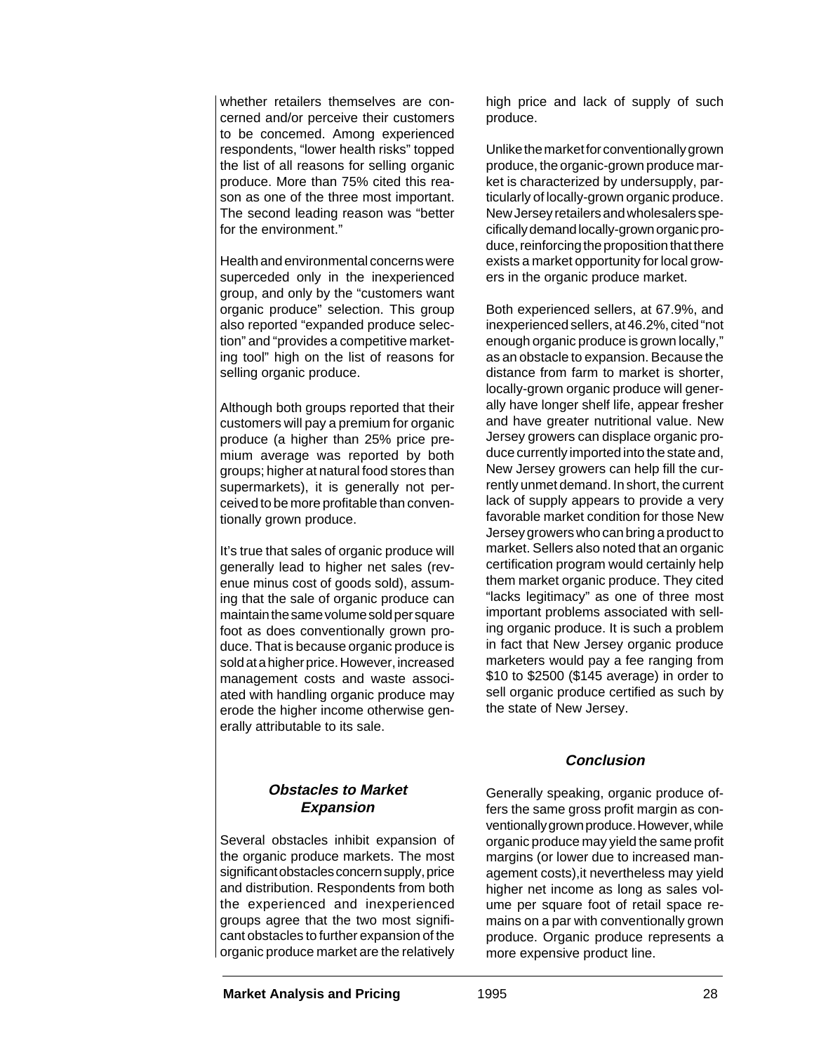whether retailers themselves are concerned and/or perceive their customers to be concemed. Among experienced respondents, "lower health risks" topped the list of all reasons for selling organic produce. More than 75% cited this reason as one of the three most important. The second leading reason was "better for the environment."

Health and environmental concerns were superceded only in the inexperienced group, and only by the "customers want organic produce" selection. This group also reported "expanded produce selection" and "provides a competitive marketing tool" high on the list of reasons for selling organic produce.

Although both groups reported that their customers will pay a premium for organic produce (a higher than 25% price premium average was reported by both groups; higher at natural food stores than supermarkets), it is generally not perceived to be more profitable than conventionally grown produce.

It's true that sales of organic produce will generally lead to higher net sales (revenue minus cost of goods sold), assuming that the sale of organic produce can maintain the same volume sold per square foot as does conventionally grown produce. That is because organic produce is sold at a higher price. However, increased management costs and waste associated with handling organic produce may erode the higher income otherwise generally attributable to its sale.

### Obstacles to Market Expansion

Several obstacles inhibit expansion of the organic produce markets. The most significant obstacles concern supply, price and distribution. Respondents from both the experienced and inexperienced groups agree that the two most significant obstacles to further expansion of the organic produce market are the relatively high price and lack of supply of such produce.

Unlike the market for conventionally grown produce, the organic-grown produce market is characterized by undersupply, particularly of locally-grown organic produce. New Jersey retailers and wholesalers specifically demand locally-grown organic produce, reinforcing the proposition that there exists a market opportunity for local growers in the organic produce market.

Both experienced sellers, at 67.9%, and inexperienced sellers, at 46.2%, cited "not enough organic produce is grown locally," as an obstacle to expansion. Because the distance from farm to market is shorter, locally-grown organic produce will generally have longer shelf life, appear fresher and have greater nutritional value. New Jersey growers can displace organic produce currently imported into the state and, New Jersey growers can help fill the currently unmet demand. In short, the current lack of supply appears to provide a very favorable market condition for those New Jersey growers who can bring a product to market. Sellers also noted that an organic certification program would certainly help them market organic produce. They cited "lacks legitimacy" as one of three most important problems associated with selling organic produce. It is such a problem in fact that New Jersey organic produce marketers would pay a fee ranging from \$10 to \$2500 (\$145 average) in order to sell organic produce certified as such by the state of New Jersey.

### Conclusion

Generally speaking, organic produce offers the same gross profit margin as conventionally grown produce. However, while organic produce may yield the same profit margins (or lower due to increased management costs),it nevertheless may yield higher net income as long as sales volume per square foot of retail space remains on a par with conventionally grown produce. Organic produce represents a more expensive product line.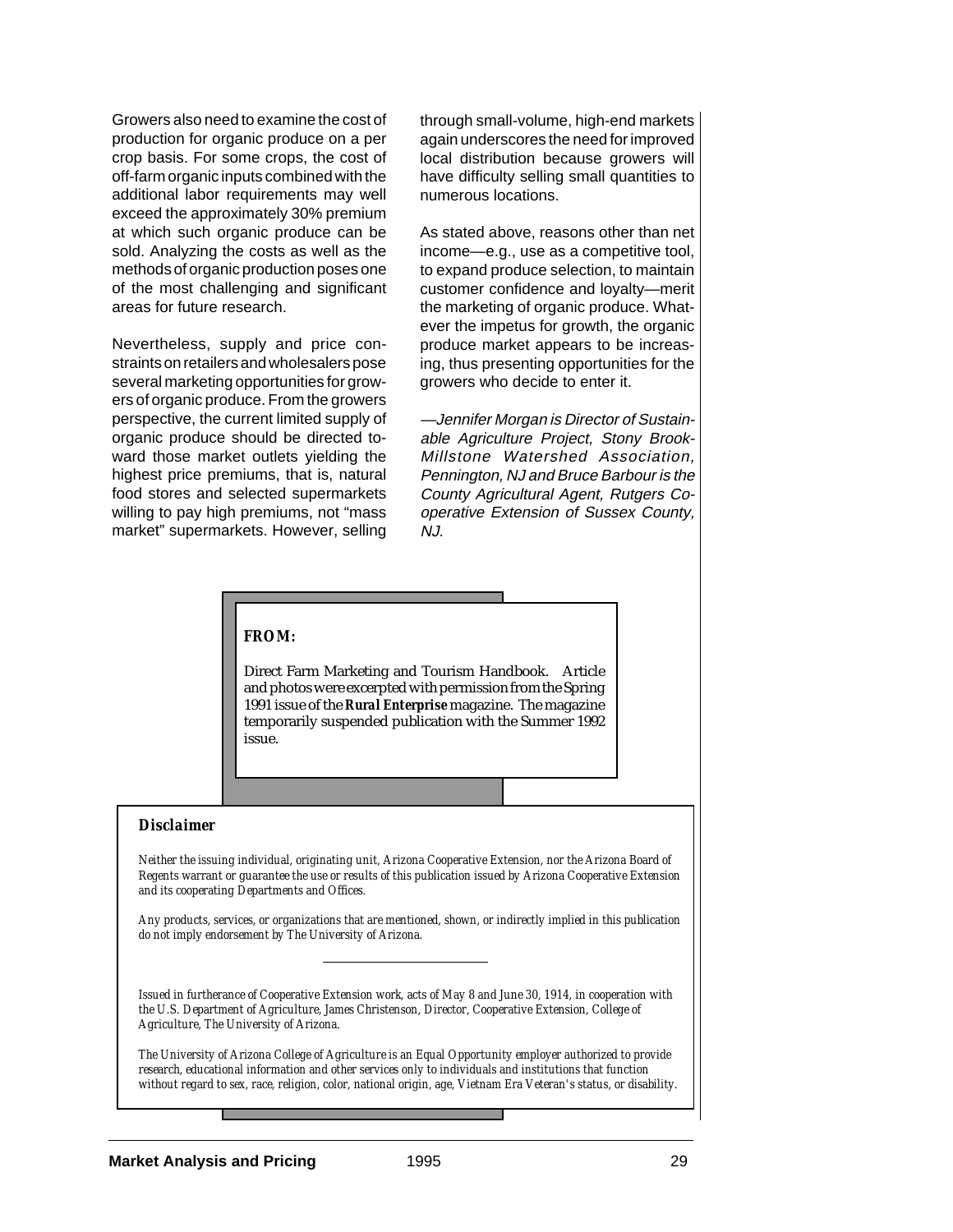Growers also need to examine the cost of production for organic produce on a per crop basis. For some crops, the cost of off-farm organic inputs combined with the additional labor requirements may well exceed the approximately 30% premium at which such organic produce can be sold. Analyzing the costs as well as the methods of organic production poses one of the most challenging and significant areas for future research.

Nevertheless, supply and price constraints on retailers and wholesalers pose several marketing opportunities for growers of organic produce. From the growers perspective, the current limited supply of organic produce should be directed toward those market outlets yielding the highest price premiums, that is, natural food stores and selected supermarkets willing to pay high premiums, not "mass market" supermarkets. However, selling through small-volume, high-end markets again underscores the need for improved local distribution because growers will have difficulty selling small quantities to numerous locations.

As stated above, reasons other than net income—e.g., use as a competitive tool, to expand produce selection, to maintain customer confidence and loyalty—merit the marketing of organic produce. Whatever the impetus for growth, the organic produce market appears to be increasing, thus presenting opportunities for the growers who decide to enter it.

*—Jennifer Morgan is Director of Sustainable Agriculture Project, Stony Brook-Millstone Watershed Association, Pennington, NJ and Bruce Barbour is the County Agricultural Agent, Rutgers Cooperative Extension of Sussex County, NJ.*

**FROM:**

Direct Farm Marketing and Tourism Handbook. Article and photos were excerpted with permission from the Spring 1991 issue of the **Rural Enterprise** magazine. The magazine temporarily suspended publication with the Summer 1992 issue.

**Disclaimer**

*Neither the issuing individual, originating unit, Arizona Cooperative Extension, nor the Arizona Board of Regents warrant or guarantee the use or results of this publication issued by Arizona Cooperative Extension and its cooperating Departments and Offices.*

*Any products, services, or organizations that are mentioned, shown, or indirectly implied in this publication do not imply endorsement by The University of Arizona.*

---

*Issued in furtherance of Cooperative Extension work, acts of May 8 and June 30, 1914, in cooperation with the U.S. Department of Agriculture, James Christenson, Director, Cooperative Extension, College of Agriculture, The University of Arizona.*

*The University of Arizona College of Agriculture is an Equal Opportunity employer authorized to provide research, educational information and other services only to individuals and institutions that function without regard to sex, race, religion, color, national origin, age, Vietnam Era Veteran's status, or disability.*